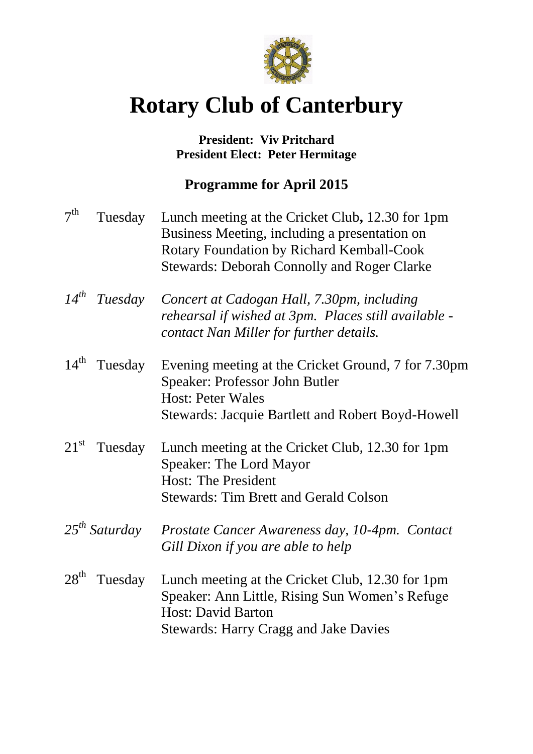# Rotary Club of Canterbury

**President: Viv Pritchard**
**President Elect: Peter Hermitage**

## Programme for April 2015

7th Tuesday — Lunch meeting at the Cricket Club**,** 12.30 for 1pm
Business Meeting, including a presentation on Rotary Foundation by Richard Kemball-Cook
Stewards: Deborah Connolly and Roger Clarke

*14th Tuesday — Concert at Cadogan Hall, 7.30pm, including rehearsal if wished at 3pm. Places still available - contact Nan Miller for further details.*

14th Tuesday — Evening meeting at the Cricket Ground, 7 for 7.30pm
Speaker: Professor John Butler
Host: Peter Wales
Stewards: Jacquie Bartlett and Robert Boyd-Howell

21st Tuesday — Lunch meeting at the Cricket Club, 12.30 for 1pm
Speaker: The Lord Mayor
Host: The President
Stewards: Tim Brett and Gerald Colson

*25th Saturday — Prostate Cancer Awareness day, 10-4pm. Contact Gill Dixon if you are able to help*

28th Tuesday — Lunch meeting at the Cricket Club, 12.30 for 1pm
Speaker: Ann Little, Rising Sun Women's Refuge
Host: David Barton
Stewards: Harry Cragg and Jake Davies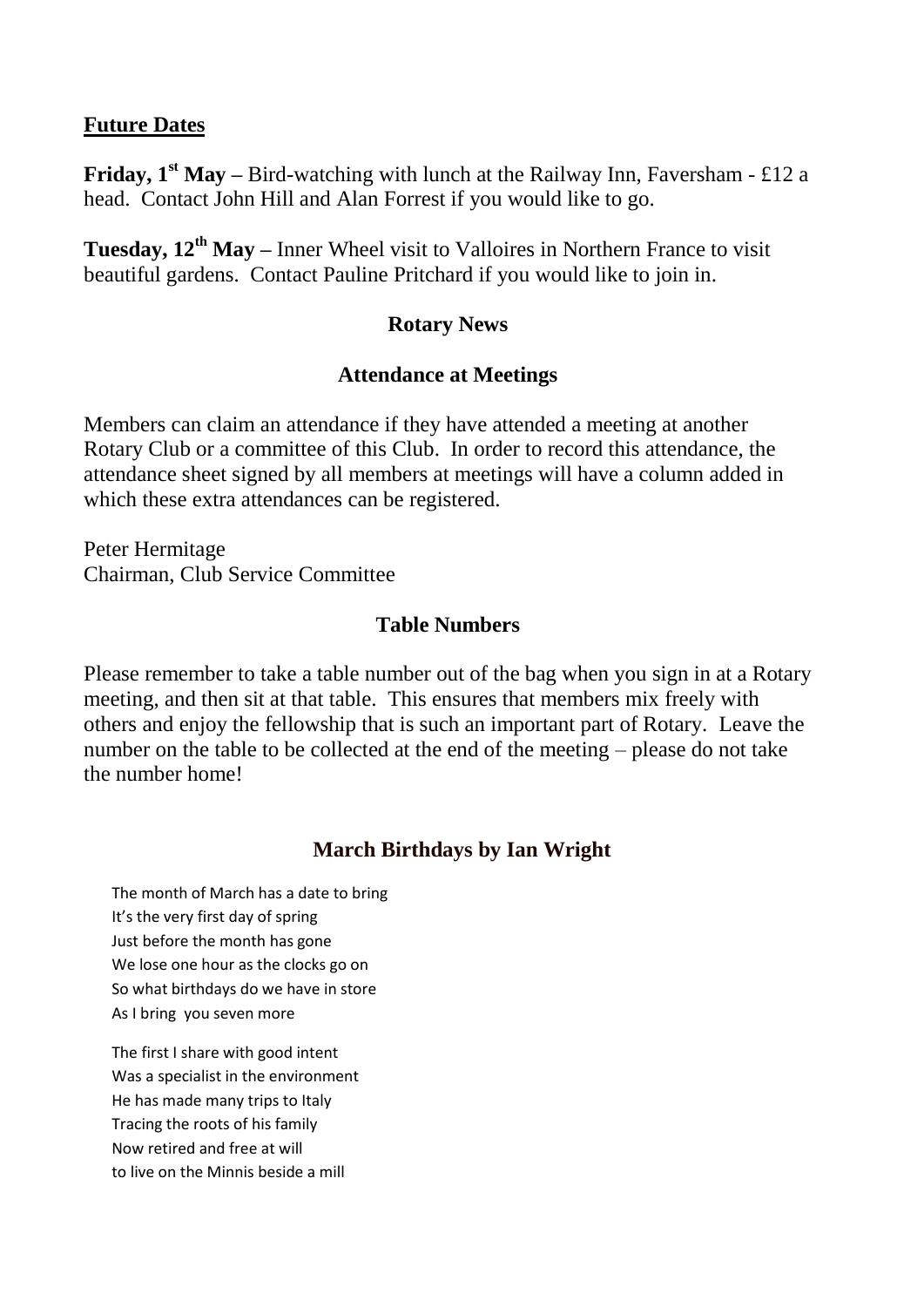## Future Dates

**Friday, 1st May –** Bird-watching with lunch at the Railway Inn, Faversham - £12 a head. Contact John Hill and Alan Forrest if you would like to go.

**Tuesday, 12th May –** Inner Wheel visit to Valloires in Northern France to visit beautiful gardens. Contact Pauline Pritchard if you would like to join in.

### Rotary News

### Attendance at Meetings

Members can claim an attendance if they have attended a meeting at another Rotary Club or a committee of this Club. In order to record this attendance, the attendance sheet signed by all members at meetings will have a column added in which these extra attendances can be registered.

Peter Hermitage
Chairman, Club Service Committee

### Table Numbers

Please remember to take a table number out of the bag when you sign in at a Rotary meeting, and then sit at that table. This ensures that members mix freely with others and enjoy the fellowship that is such an important part of Rotary. Leave the number on the table to be collected at the end of the meeting – please do not take the number home!

### March Birthdays by Ian Wright

The month of March has a date to bring
It's the very first day of spring
Just before the month has gone
We lose one hour as the clocks go on
So what birthdays do we have in store
As I bring you seven more

The first I share with good intent
Was a specialist in the environment
He has made many trips to Italy
Tracing the roots of his family
Now retired and free at will
to live on the Minnis beside a mill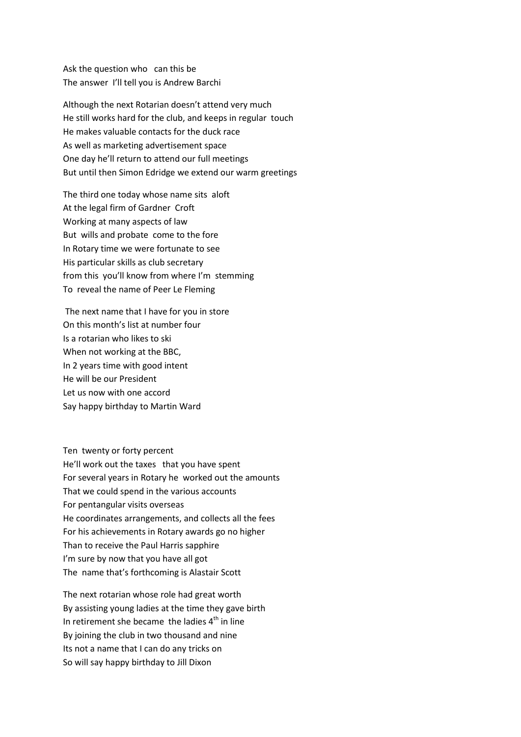Ask the question who can this be
The answer I'll tell you is Andrew Barchi

Although the next Rotarian doesn't attend very much
He still works hard for the club, and keeps in regular touch
He makes valuable contacts for the duck race
As well as marketing advertisement space
One day he'll return to attend our full meetings
But until then Simon Edridge we extend our warm greetings

The third one today whose name sits aloft
At the legal firm of Gardner Croft
Working at many aspects of law
But wills and probate come to the fore
In Rotary time we were fortunate to see
His particular skills as club secretary
from this you'll know from where I'm stemming
To reveal the name of Peer Le Fleming

The next name that I have for you in store
On this month's list at number four
Is a rotarian who likes to ski
When not working at the BBC,
In 2 years time with good intent
He will be our President
Let us now with one accord
Say happy birthday to Martin Ward

Ten twenty or forty percent
He'll work out the taxes that you have spent
For several years in Rotary he worked out the amounts
That we could spend in the various accounts
For pentangular visits overseas
He coordinates arrangements, and collects all the fees
For his achievements in Rotary awards go no higher
Than to receive the Paul Harris sapphire
I'm sure by now that you have all got
The name that's forthcoming is Alastair Scott

The next rotarian whose role had great worth
By assisting young ladies at the time they gave birth
In retirement she became the ladies 4th in line
By joining the club in two thousand and nine
Its not a name that I can do any tricks on
So will say happy birthday to Jill Dixon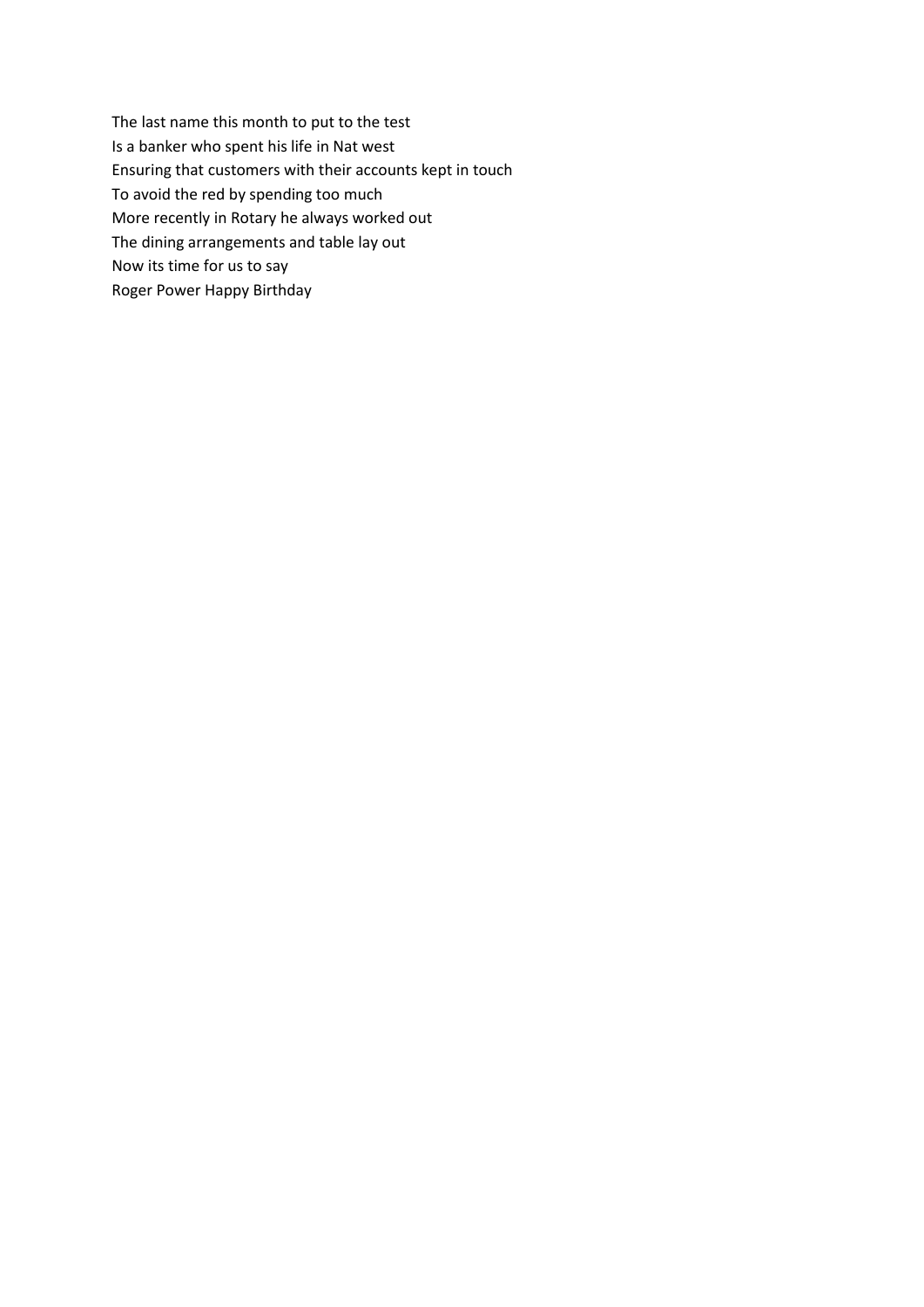The last name this month to put to the test
Is a banker who spent his life in Nat west
Ensuring that customers with their accounts kept in touch
To avoid the red by spending too much
More recently in Rotary he always worked out
The dining arrangements and table lay out
Now its time for us to say
Roger Power Happy Birthday